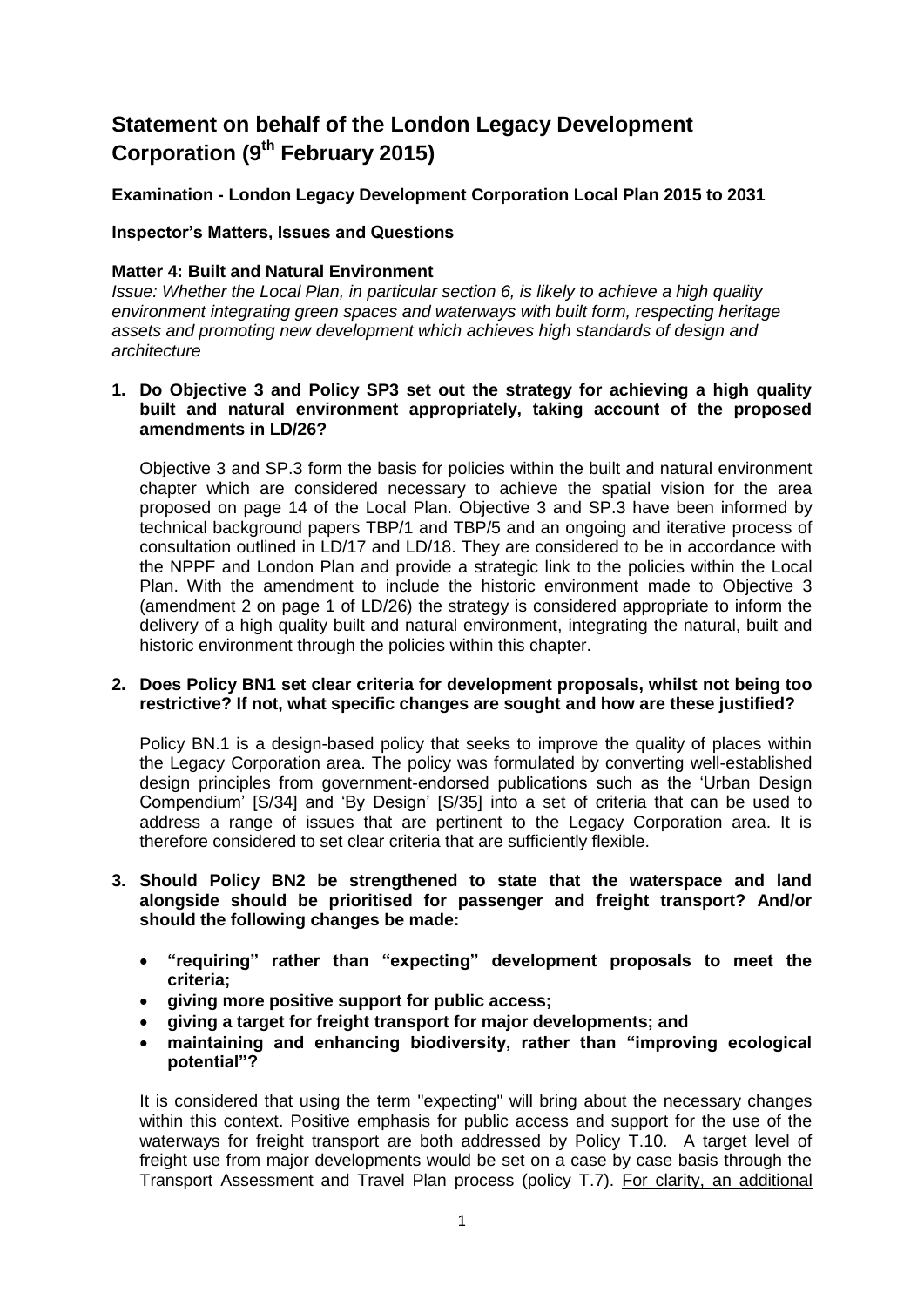# Statement on behalf of the London Legacy Development Corporation (9th February 2015)

**Examination - London Legacy Development Corporation Local Plan 2015 to 2031**

**Inspector's Matters, Issues and Questions**

**Matter 4: Built and Natural Environment**

*Issue: Whether the Local Plan, in particular section 6, is likely to achieve a high quality environment integrating green spaces and waterways with built form, respecting heritage assets and promoting new development which achieves high standards of design and architecture*

**1. Do Objective 3 and Policy SP3 set out the strategy for achieving a high quality built and natural environment appropriately, taking account of the proposed amendments in LD/26?**

Objective 3 and SP.3 form the basis for policies within the built and natural environment chapter which are considered necessary to achieve the spatial vision for the area proposed on page 14 of the Local Plan. Objective 3 and SP.3 have been informed by technical background papers TBP/1 and TBP/5 and an ongoing and iterative process of consultation outlined in LD/17 and LD/18. They are considered to be in accordance with the NPPF and London Plan and provide a strategic link to the policies within the Local Plan. With the amendment to include the historic environment made to Objective 3 (amendment 2 on page 1 of LD/26) the strategy is considered appropriate to inform the delivery of a high quality built and natural environment, integrating the natural, built and historic environment through the policies within this chapter.

**2. Does Policy BN1 set clear criteria for development proposals, whilst not being too restrictive? If not, what specific changes are sought and how are these justified?**

Policy BN.1 is a design-based policy that seeks to improve the quality of places within the Legacy Corporation area. The policy was formulated by converting well-established design principles from government-endorsed publications such as the 'Urban Design Compendium' [S/34] and 'By Design' [S/35] into a set of criteria that can be used to address a range of issues that are pertinent to the Legacy Corporation area. It is therefore considered to set clear criteria that are sufficiently flexible.

**3. Should Policy BN2 be strengthened to state that the waterspace and land alongside should be prioritised for passenger and freight transport? And/or should the following changes be made:**

- **"requiring" rather than "expecting" development proposals to meet the criteria;**
- **giving more positive support for public access;**
- **giving a target for freight transport for major developments; and**
- **maintaining and enhancing biodiversity, rather than "improving ecological potential"?**

It is considered that using the term "expecting" will bring about the necessary changes within this context. Positive emphasis for public access and support for the use of the waterways for freight transport are both addressed by Policy T.10. A target level of freight use from major developments would be set on a case by case basis through the Transport Assessment and Travel Plan process (policy T.7). For clarity, an additional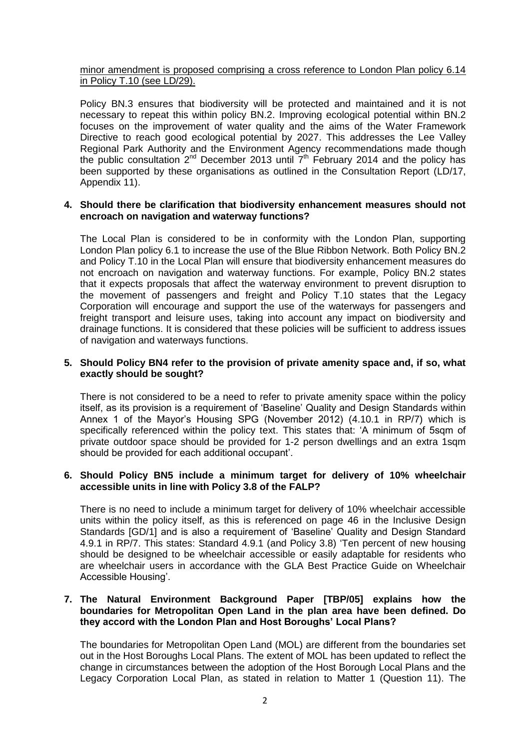minor amendment is proposed comprising a cross reference to London Plan policy 6.14 in Policy T.10 (see LD/29).

Policy BN.3 ensures that biodiversity will be protected and maintained and it is not necessary to repeat this within policy BN.2. Improving ecological potential within BN.2 focuses on the improvement of water quality and the aims of the Water Framework Directive to reach good ecological potential by 2027. This addresses the Lee Valley Regional Park Authority and the Environment Agency recommendations made though the public consultation 2nd December 2013 until 7th February 2014 and the policy has been supported by these organisations as outlined in the Consultation Report (LD/17, Appendix 11).

**4. Should there be clarification that biodiversity enhancement measures should not encroach on navigation and waterway functions?**

The Local Plan is considered to be in conformity with the London Plan, supporting London Plan policy 6.1 to increase the use of the Blue Ribbon Network. Both Policy BN.2 and Policy T.10 in the Local Plan will ensure that biodiversity enhancement measures do not encroach on navigation and waterway functions. For example, Policy BN.2 states that it expects proposals that affect the waterway environment to prevent disruption to the movement of passengers and freight and Policy T.10 states that the Legacy Corporation will encourage and support the use of the waterways for passengers and freight transport and leisure uses, taking into account any impact on biodiversity and drainage functions. It is considered that these policies will be sufficient to address issues of navigation and waterways functions.

**5. Should Policy BN4 refer to the provision of private amenity space and, if so, what exactly should be sought?**

There is not considered to be a need to refer to private amenity space within the policy itself, as its provision is a requirement of 'Baseline' Quality and Design Standards within Annex 1 of the Mayor's Housing SPG (November 2012) (4.10.1 in RP/7) which is specifically referenced within the policy text. This states that: 'A minimum of 5sqm of private outdoor space should be provided for 1-2 person dwellings and an extra 1sqm should be provided for each additional occupant'.

**6. Should Policy BN5 include a minimum target for delivery of 10% wheelchair accessible units in line with Policy 3.8 of the FALP?**

There is no need to include a minimum target for delivery of 10% wheelchair accessible units within the policy itself, as this is referenced on page 46 in the Inclusive Design Standards [GD/1] and is also a requirement of 'Baseline' Quality and Design Standard 4.9.1 in RP/7. This states: Standard 4.9.1 (and Policy 3.8) 'Ten percent of new housing should be designed to be wheelchair accessible or easily adaptable for residents who are wheelchair users in accordance with the GLA Best Practice Guide on Wheelchair Accessible Housing'.

**7. The Natural Environment Background Paper [TBP/05] explains how the boundaries for Metropolitan Open Land in the plan area have been defined. Do they accord with the London Plan and Host Boroughs' Local Plans?**

The boundaries for Metropolitan Open Land (MOL) are different from the boundaries set out in the Host Boroughs Local Plans. The extent of MOL has been updated to reflect the change in circumstances between the adoption of the Host Borough Local Plans and the Legacy Corporation Local Plan, as stated in relation to Matter 1 (Question 11). The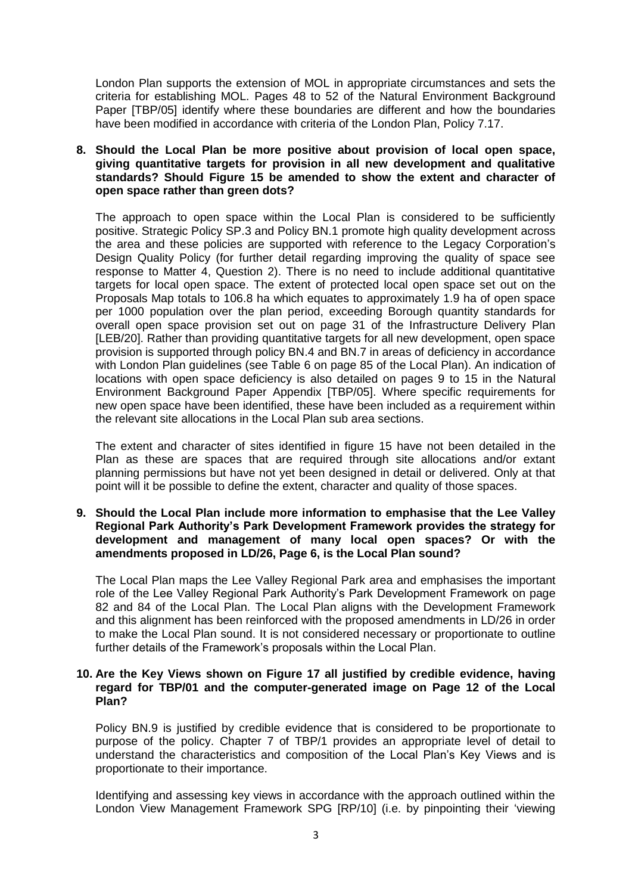London Plan supports the extension of MOL in appropriate circumstances and sets the criteria for establishing MOL. Pages 48 to 52 of the Natural Environment Background Paper [TBP/05] identify where these boundaries are different and how the boundaries have been modified in accordance with criteria of the London Plan, Policy 7.17.

**8. Should the Local Plan be more positive about provision of local open space, giving quantitative targets for provision in all new development and qualitative standards? Should Figure 15 be amended to show the extent and character of open space rather than green dots?**

The approach to open space within the Local Plan is considered to be sufficiently positive. Strategic Policy SP.3 and Policy BN.1 promote high quality development across the area and these policies are supported with reference to the Legacy Corporation's Design Quality Policy (for further detail regarding improving the quality of space see response to Matter 4, Question 2). There is no need to include additional quantitative targets for local open space. The extent of protected local open space set out on the Proposals Map totals to 106.8 ha which equates to approximately 1.9 ha of open space per 1000 population over the plan period, exceeding Borough quantity standards for overall open space provision set out on page 31 of the Infrastructure Delivery Plan [LEB/20]. Rather than providing quantitative targets for all new development, open space provision is supported through policy BN.4 and BN.7 in areas of deficiency in accordance with London Plan guidelines (see Table 6 on page 85 of the Local Plan). An indication of locations with open space deficiency is also detailed on pages 9 to 15 in the Natural Environment Background Paper Appendix [TBP/05]. Where specific requirements for new open space have been identified, these have been included as a requirement within the relevant site allocations in the Local Plan sub area sections.

The extent and character of sites identified in figure 15 have not been detailed in the Plan as these are spaces that are required through site allocations and/or extant planning permissions but have not yet been designed in detail or delivered. Only at that point will it be possible to define the extent, character and quality of those spaces.

**9. Should the Local Plan include more information to emphasise that the Lee Valley Regional Park Authority's Park Development Framework provides the strategy for development and management of many local open spaces? Or with the amendments proposed in LD/26, Page 6, is the Local Plan sound?**

The Local Plan maps the Lee Valley Regional Park area and emphasises the important role of the Lee Valley Regional Park Authority's Park Development Framework on page 82 and 84 of the Local Plan. The Local Plan aligns with the Development Framework and this alignment has been reinforced with the proposed amendments in LD/26 in order to make the Local Plan sound. It is not considered necessary or proportionate to outline further details of the Framework's proposals within the Local Plan.

**10. Are the Key Views shown on Figure 17 all justified by credible evidence, having regard for TBP/01 and the computer-generated image on Page 12 of the Local Plan?**

Policy BN.9 is justified by credible evidence that is considered to be proportionate to purpose of the policy. Chapter 7 of TBP/1 provides an appropriate level of detail to understand the characteristics and composition of the Local Plan's Key Views and is proportionate to their importance.

Identifying and assessing key views in accordance with the approach outlined within the London View Management Framework SPG [RP/10] (i.e. by pinpointing their 'viewing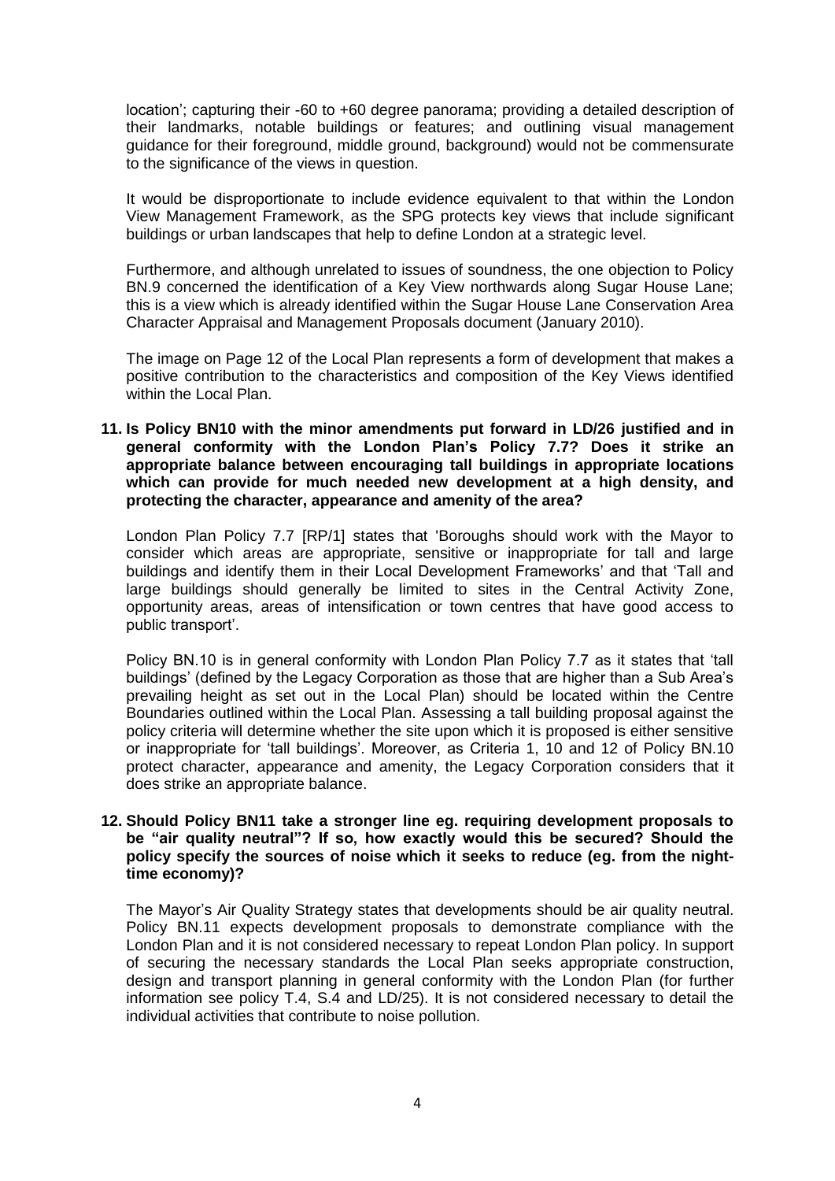location'; capturing their -60 to +60 degree panorama; providing a detailed description of their landmarks, notable buildings or features; and outlining visual management guidance for their foreground, middle ground, background) would not be commensurate to the significance of the views in question.

It would be disproportionate to include evidence equivalent to that within the London View Management Framework, as the SPG protects key views that include significant buildings or urban landscapes that help to define London at a strategic level.

Furthermore, and although unrelated to issues of soundness, the one objection to Policy BN.9 concerned the identification of a Key View northwards along Sugar House Lane; this is a view which is already identified within the Sugar House Lane Conservation Area Character Appraisal and Management Proposals document (January 2010).

The image on Page 12 of the Local Plan represents a form of development that makes a positive contribution to the characteristics and composition of the Key Views identified within the Local Plan.

**11. Is Policy BN10 with the minor amendments put forward in LD/26 justified and in general conformity with the London Plan's Policy 7.7? Does it strike an appropriate balance between encouraging tall buildings in appropriate locations which can provide for much needed new development at a high density, and protecting the character, appearance and amenity of the area?**

London Plan Policy 7.7 [RP/1] states that 'Boroughs should work with the Mayor to consider which areas are appropriate, sensitive or inappropriate for tall and large buildings and identify them in their Local Development Frameworks' and that 'Tall and large buildings should generally be limited to sites in the Central Activity Zone, opportunity areas, areas of intensification or town centres that have good access to public transport'.

Policy BN.10 is in general conformity with London Plan Policy 7.7 as it states that 'tall buildings' (defined by the Legacy Corporation as those that are higher than a Sub Area's prevailing height as set out in the Local Plan) should be located within the Centre Boundaries outlined within the Local Plan. Assessing a tall building proposal against the policy criteria will determine whether the site upon which it is proposed is either sensitive or inappropriate for 'tall buildings'. Moreover, as Criteria 1, 10 and 12 of Policy BN.10 protect character, appearance and amenity, the Legacy Corporation considers that it does strike an appropriate balance.

**12. Should Policy BN11 take a stronger line eg. requiring development proposals to be "air quality neutral"? If so, how exactly would this be secured? Should the policy specify the sources of noise which it seeks to reduce (eg. from the night-time economy)?**

The Mayor's Air Quality Strategy states that developments should be air quality neutral. Policy BN.11 expects development proposals to demonstrate compliance with the London Plan and it is not considered necessary to repeat London Plan policy. In support of securing the necessary standards the Local Plan seeks appropriate construction, design and transport planning in general conformity with the London Plan (for further information see policy T.4, S.4 and LD/25). It is not considered necessary to detail the individual activities that contribute to noise pollution.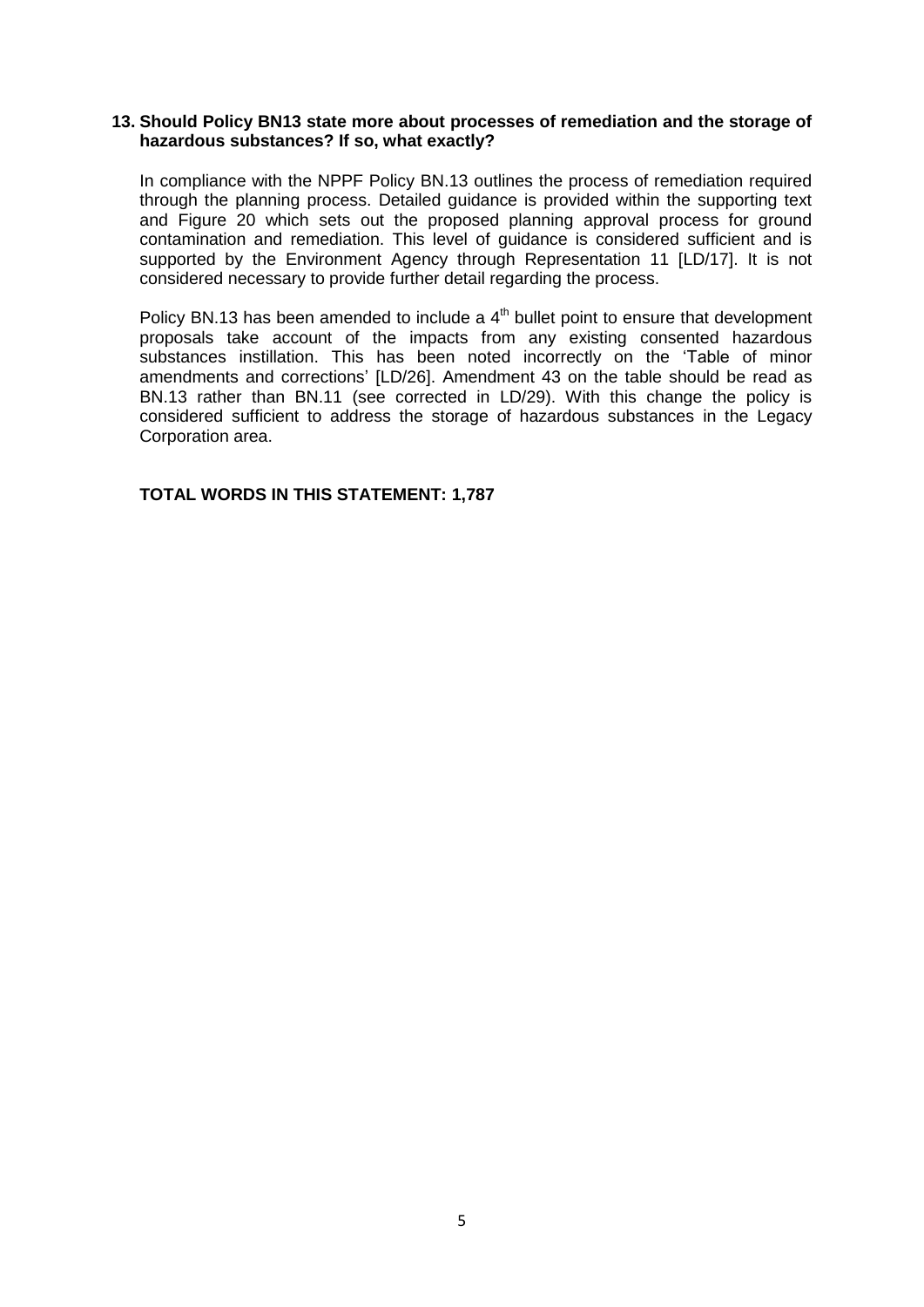**13. Should Policy BN13 state more about processes of remediation and the storage of hazardous substances? If so, what exactly?**

In compliance with the NPPF Policy BN.13 outlines the process of remediation required through the planning process. Detailed guidance is provided within the supporting text and Figure 20 which sets out the proposed planning approval process for ground contamination and remediation. This level of guidance is considered sufficient and is supported by the Environment Agency through Representation 11 [LD/17]. It is not considered necessary to provide further detail regarding the process.

Policy BN.13 has been amended to include a 4th bullet point to ensure that development proposals take account of the impacts from any existing consented hazardous substances instillation. This has been noted incorrectly on the 'Table of minor amendments and corrections' [LD/26]. Amendment 43 on the table should be read as BN.13 rather than BN.11 (see corrected in LD/29). With this change the policy is considered sufficient to address the storage of hazardous substances in the Legacy Corporation area.

**TOTAL WORDS IN THIS STATEMENT: 1,787**